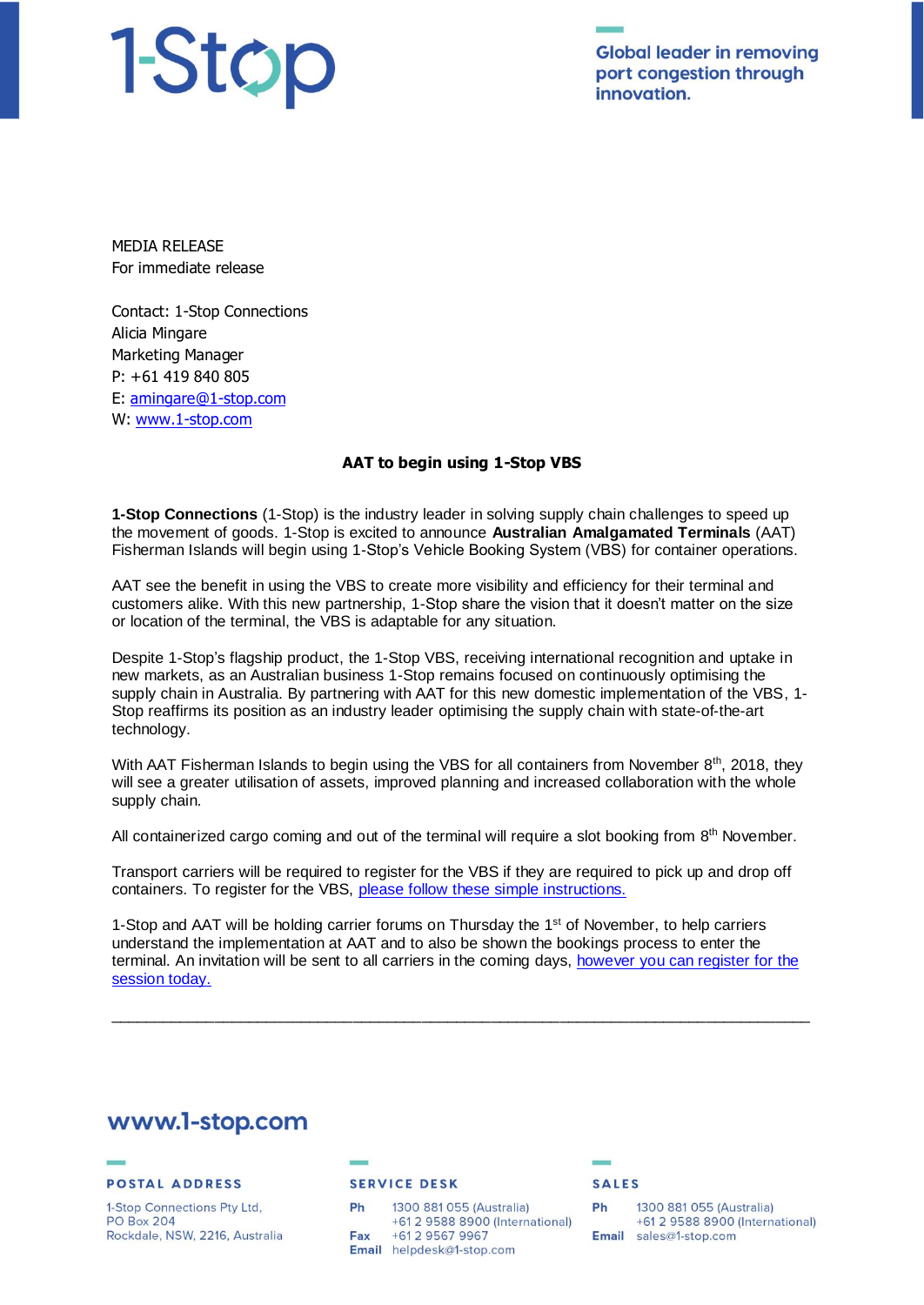1-Stop

Global leader in removing port congestion through innovation.

MEDIA RELEASE
For immediate release

Contact: 1-Stop Connections
Alicia Mingare
Marketing Manager
P: +61 419 840 805
E: [amingare@1-stop.com](mailto:amingare@1-stop.com)
W: [www.1-stop.com](http://www.1-stop.com)

**AAT to begin using 1-Stop VBS**

**1-Stop Connections** (1-Stop) is the industry leader in solving supply chain challenges to speed up the movement of goods. 1-Stop is excited to announce **Australian Amalgamated Terminals** (AAT) Fisherman Islands will begin using 1-Stop's Vehicle Booking System (VBS) for container operations.

AAT see the benefit in using the VBS to create more visibility and efficiency for their terminal and customers alike. With this new partnership, 1-Stop share the vision that it doesn't matter on the size or location of the terminal, the VBS is adaptable for any situation.

Despite 1-Stop's flagship product, the 1-Stop VBS, receiving international recognition and uptake in new markets, as an Australian business 1-Stop remains focused on continuously optimising the supply chain in Australia. By partnering with AAT for this new domestic implementation of the VBS, 1-Stop reaffirms its position as an industry leader optimising the supply chain with state-of-the-art technology.

With AAT Fisherman Islands to begin using the VBS for all containers from November 8th, 2018, they will see a greater utilisation of assets, improved planning and increased collaboration with the whole supply chain.

All containerized cargo coming and out of the terminal will require a slot booking from 8th November.

Transport carriers will be required to register for the VBS if they are required to pick up and drop off containers. To register for the VBS, please follow these simple instructions.

1-Stop and AAT will be holding carrier forums on Thursday the 1st of November, to help carriers understand the implementation at AAT and to also be shown the bookings process to enter the terminal. An invitation will be sent to all carriers in the coming days, however you can register for the session today.

---

www.1-stop.com

**POSTAL ADDRESS**
1-Stop Connections Pty Ltd,
PO Box 204
Rockdale, NSW, 2216, Australia

**SERVICE DESK**
Ph 1300 881 055 (Australia)
+61 2 9588 8900 (International)
Fax +61 2 9567 9967
Email helpdesk@1-stop.com

**SALES**
Ph 1300 881 055 (Australia)
+61 2 9588 8900 (International)
Email sales@1-stop.com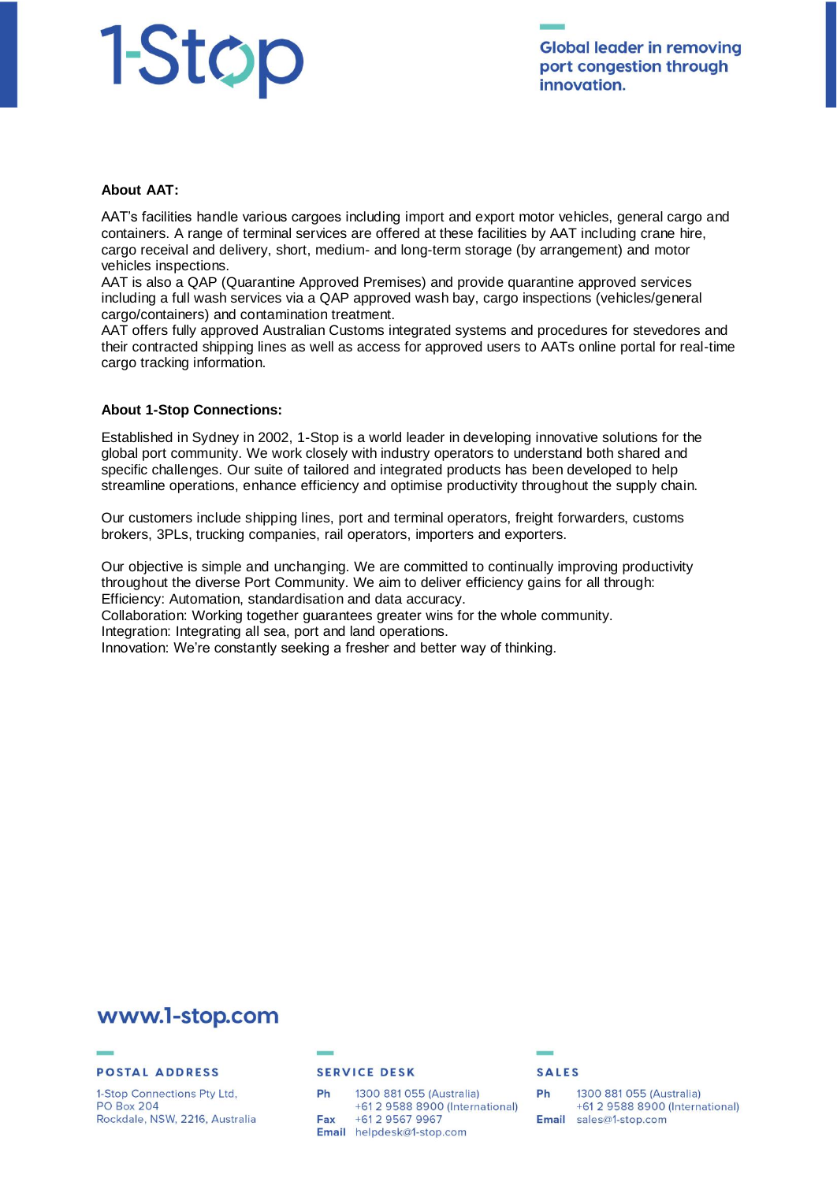**About AAT:**

AAT's facilities handle various cargoes including import and export motor vehicles, general cargo and containers. A range of terminal services are offered at these facilities by AAT including crane hire, cargo receival and delivery, short, medium- and long-term storage (by arrangement) and motor vehicles inspections.
AAT is also a QAP (Quarantine Approved Premises) and provide quarantine approved services including a full wash services via a QAP approved wash bay, cargo inspections (vehicles/general cargo/containers) and contamination treatment.
AAT offers fully approved Australian Customs integrated systems and procedures for stevedores and their contracted shipping lines as well as access for approved users to AATs online portal for real-time cargo tracking information.

**About 1-Stop Connections:**

Established in Sydney in 2002, 1-Stop is a world leader in developing innovative solutions for the global port community. We work closely with industry operators to understand both shared and specific challenges. Our suite of tailored and integrated products has been developed to help streamline operations, enhance efficiency and optimise productivity throughout the supply chain.

Our customers include shipping lines, port and terminal operators, freight forwarders, customs brokers, 3PLs, trucking companies, rail operators, importers and exporters.

Our objective is simple and unchanging. We are committed to continually improving productivity throughout the diverse Port Community. We aim to deliver efficiency gains for all through:
Efficiency: Automation, standardisation and data accuracy.
Collaboration: Working together guarantees greater wins for the whole community.
Integration: Integrating all sea, port and land operations.
Innovation: We're constantly seeking a fresher and better way of thinking.